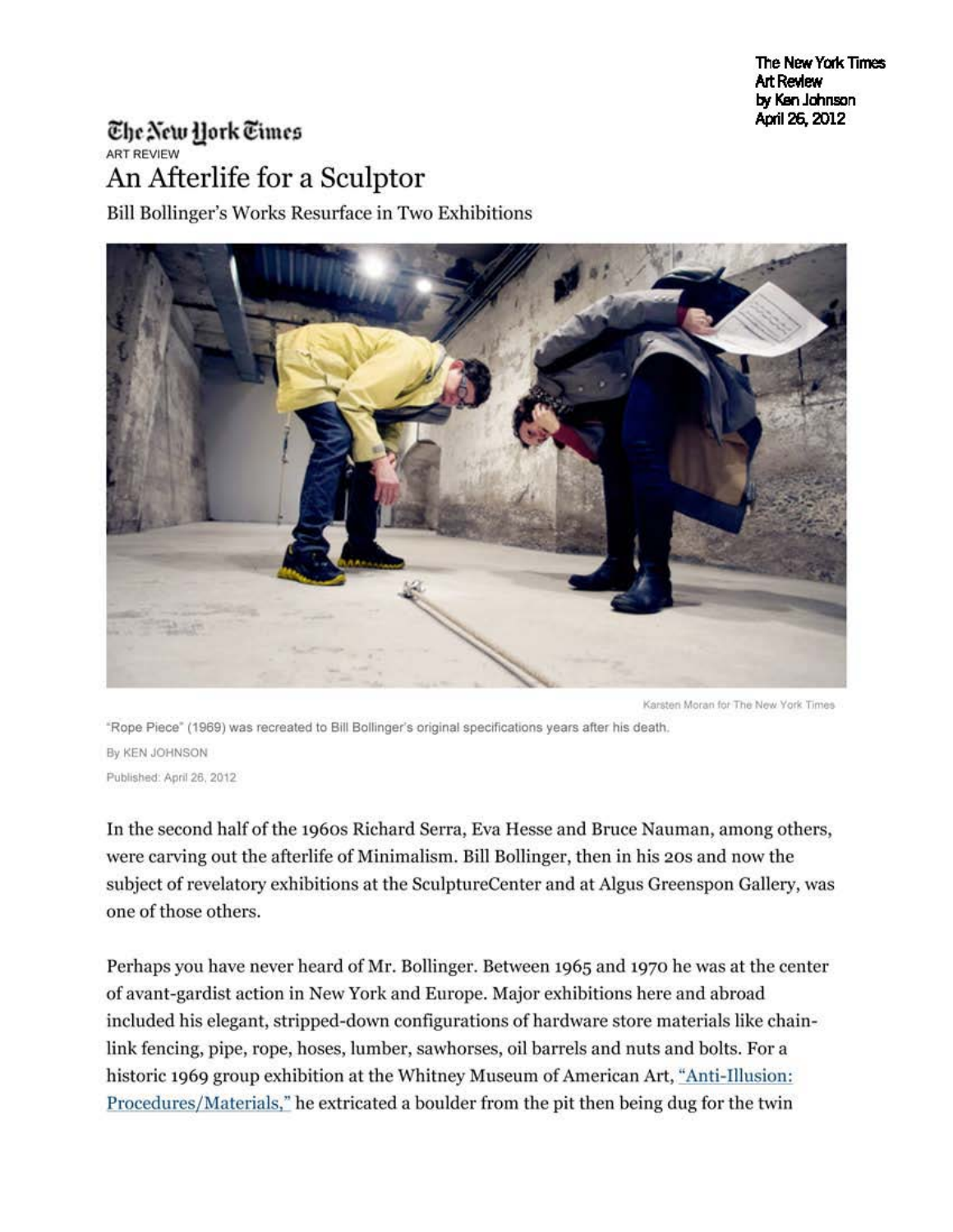The New York Times
Art Review
by Ken Johnson
April 26, 2012

The New York Times

ART REVIEW

# An Afterlife for a Sculptor

## Bill Bollinger's Works Resurface in Two Exhibitions

Karsten Moran for The New York Times

"Rope Piece" (1969) was recreated to Bill Bollinger's original specifications years after his death.

By KEN JOHNSON

Published: April 26, 2012

In the second half of the 1960s Richard Serra, Eva Hesse and Bruce Nauman, among others, were carving out the afterlife of Minimalism. Bill Bollinger, then in his 20s and now the subject of revelatory exhibitions at the SculptureCenter and at Algus Greenspon Gallery, was one of those others.

Perhaps you have never heard of Mr. Bollinger. Between 1965 and 1970 he was at the center of avant-gardist action in New York and Europe. Major exhibitions here and abroad included his elegant, stripped-down configurations of hardware store materials like chain-link fencing, pipe, rope, hoses, lumber, sawhorses, oil barrels and nuts and bolts. For a historic 1969 group exhibition at the Whitney Museum of American Art, "Anti-Illusion: Procedures/Materials," he extricated a boulder from the pit then being dug for the twin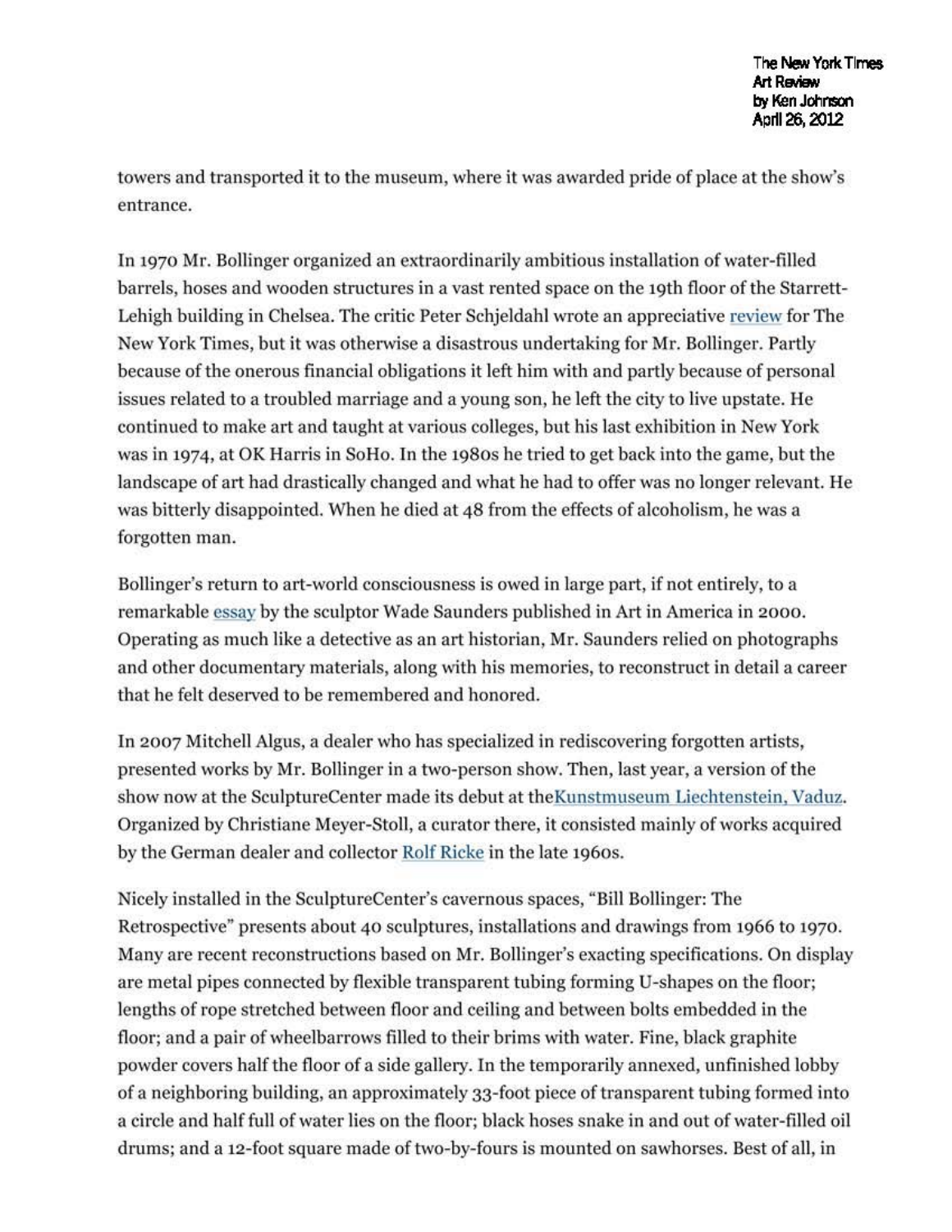towers and transported it to the museum, where it was awarded pride of place at the show's entrance.

In 1970 Mr. Bollinger organized an extraordinarily ambitious installation of water-filled barrels, hoses and wooden structures in a vast rented space on the 19th floor of the Starrett-Lehigh building in Chelsea. The critic Peter Schjeldahl wrote an appreciative review for The New York Times, but it was otherwise a disastrous undertaking for Mr. Bollinger. Partly because of the onerous financial obligations it left him with and partly because of personal issues related to a troubled marriage and a young son, he left the city to live upstate. He continued to make art and taught at various colleges, but his last exhibition in New York was in 1974, at OK Harris in SoHo. In the 1980s he tried to get back into the game, but the landscape of art had drastically changed and what he had to offer was no longer relevant. He was bitterly disappointed. When he died at 48 from the effects of alcoholism, he was a forgotten man.

Bollinger's return to art-world consciousness is owed in large part, if not entirely, to a remarkable essay by the sculptor Wade Saunders published in Art in America in 2000. Operating as much like a detective as an art historian, Mr. Saunders relied on photographs and other documentary materials, along with his memories, to reconstruct in detail a career that he felt deserved to be remembered and honored.

In 2007 Mitchell Algus, a dealer who has specialized in rediscovering forgotten artists, presented works by Mr. Bollinger in a two-person show. Then, last year, a version of the show now at the SculptureCenter made its debut at theKunstmuseum Liechtenstein, Vaduz. Organized by Christiane Meyer-Stoll, a curator there, it consisted mainly of works acquired by the German dealer and collector Rolf Ricke in the late 1960s.

Nicely installed in the SculptureCenter's cavernous spaces, "Bill Bollinger: The Retrospective" presents about 40 sculptures, installations and drawings from 1966 to 1970. Many are recent reconstructions based on Mr. Bollinger's exacting specifications. On display are metal pipes connected by flexible transparent tubing forming U-shapes on the floor; lengths of rope stretched between floor and ceiling and between bolts embedded in the floor; and a pair of wheelbarrows filled to their brims with water. Fine, black graphite powder covers half the floor of a side gallery. In the temporarily annexed, unfinished lobby of a neighboring building, an approximately 33-foot piece of transparent tubing formed into a circle and half full of water lies on the floor; black hoses snake in and out of water-filled oil drums; and a 12-foot square made of two-by-fours is mounted on sawhorses. Best of all, in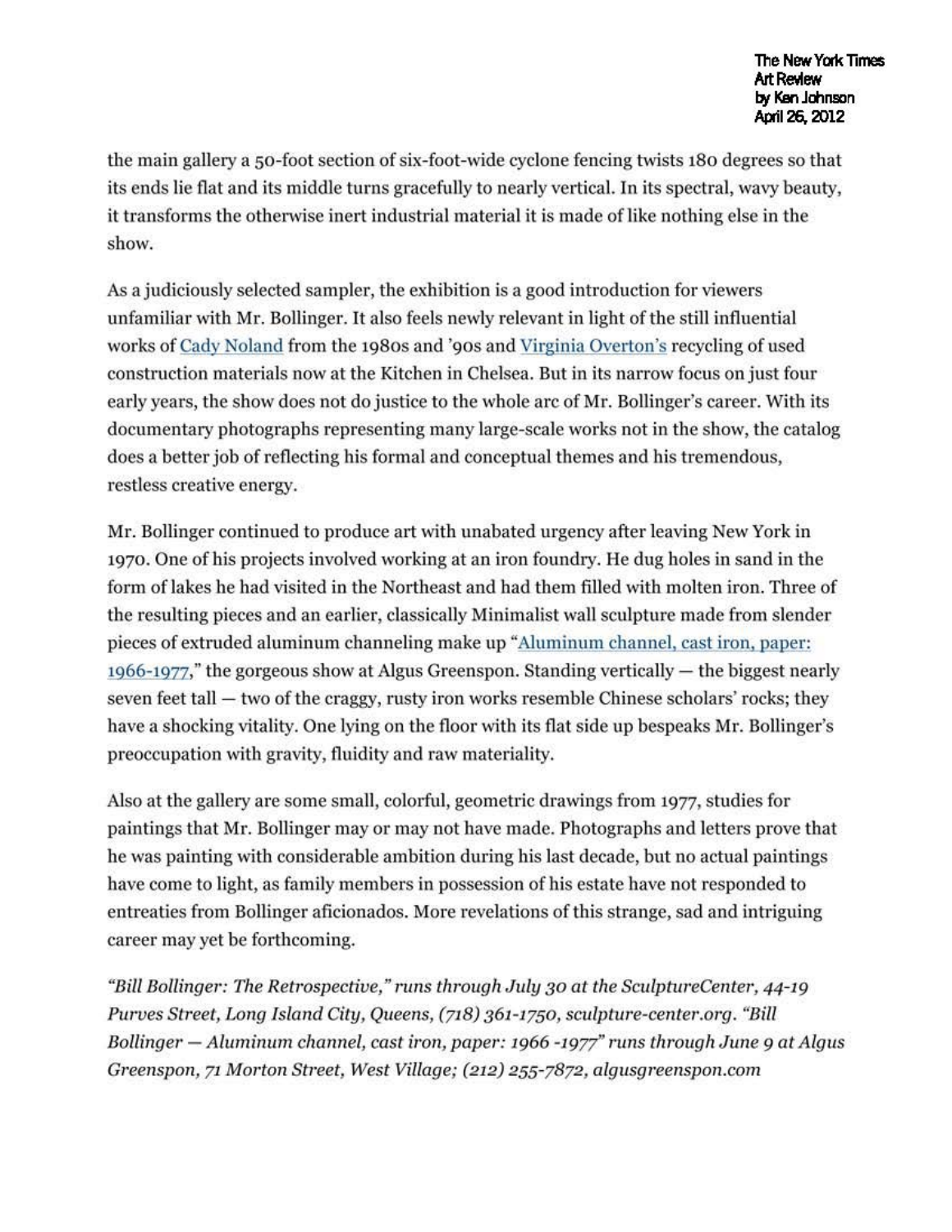the main gallery a 50-foot section of six-foot-wide cyclone fencing twists 180 degrees so that its ends lie flat and its middle turns gracefully to nearly vertical. In its spectral, wavy beauty, it transforms the otherwise inert industrial material it is made of like nothing else in the show.

As a judiciously selected sampler, the exhibition is a good introduction for viewers unfamiliar with Mr. Bollinger. It also feels newly relevant in light of the still influential works of Cady Noland from the 1980s and '90s and Virginia Overton's recycling of used construction materials now at the Kitchen in Chelsea. But in its narrow focus on just four early years, the show does not do justice to the whole arc of Mr. Bollinger's career. With its documentary photographs representing many large-scale works not in the show, the catalog does a better job of reflecting his formal and conceptual themes and his tremendous, restless creative energy.

Mr. Bollinger continued to produce art with unabated urgency after leaving New York in 1970. One of his projects involved working at an iron foundry. He dug holes in sand in the form of lakes he had visited in the Northeast and had them filled with molten iron. Three of the resulting pieces and an earlier, classically Minimalist wall sculpture made from slender pieces of extruded aluminum channeling make up "Aluminum channel, cast iron, paper: 1966-1977," the gorgeous show at Algus Greenspon. Standing vertically — the biggest nearly seven feet tall — two of the craggy, rusty iron works resemble Chinese scholars' rocks; they have a shocking vitality. One lying on the floor with its flat side up bespeaks Mr. Bollinger's preoccupation with gravity, fluidity and raw materiality.

Also at the gallery are some small, colorful, geometric drawings from 1977, studies for paintings that Mr. Bollinger may or may not have made. Photographs and letters prove that he was painting with considerable ambition during his last decade, but no actual paintings have come to light, as family members in possession of his estate have not responded to entreaties from Bollinger aficionados. More revelations of this strange, sad and intriguing career may yet be forthcoming.

*"Bill Bollinger: The Retrospective," runs through July 30 at the SculptureCenter, 44-19 Purves Street, Long Island City, Queens, (718) 361-1750, sculpture-center.org. "Bill Bollinger — Aluminum channel, cast iron, paper: 1966 -1977" runs through June 9 at Algus Greenspon, 71 Morton Street, West Village; (212) 255-7872, algusgreenspon.com*